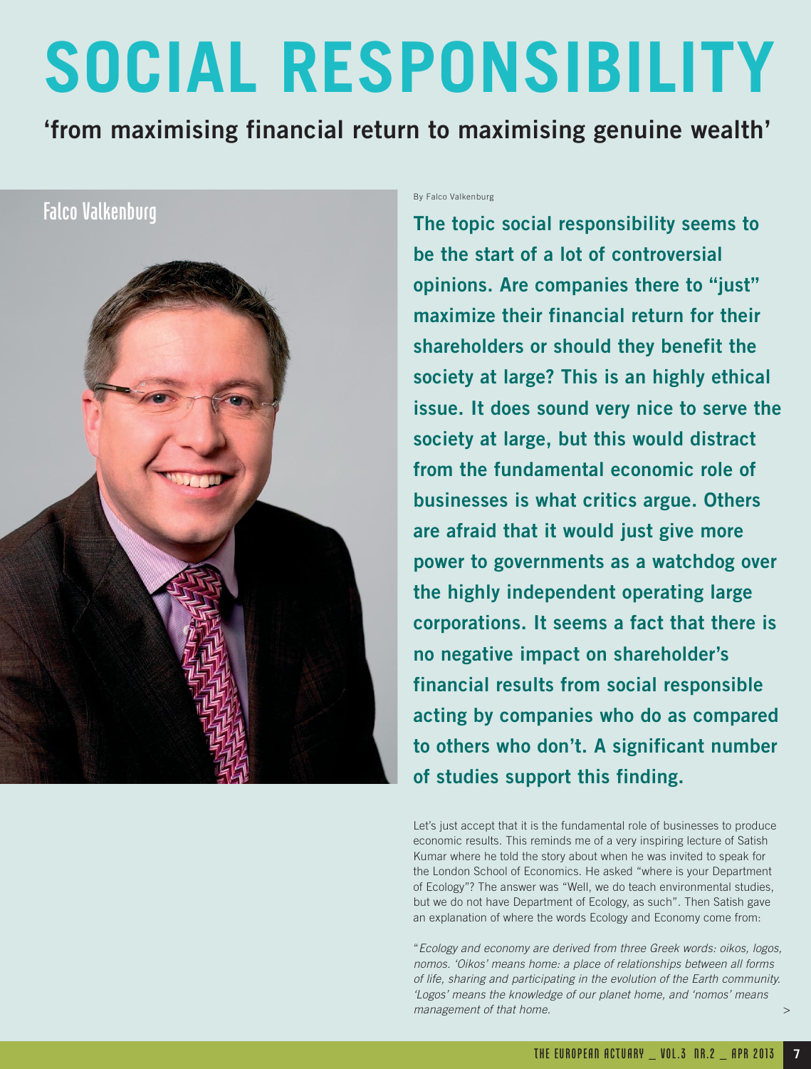# SOCIAL RESPONSIBILITY

## 'from maximising financial return to maximising genuine wealth'

Falco Valkenburg

By Falco Valkenburg

**The topic social responsibility seems to be the start of a lot of controversial opinions. Are companies there to "just" maximize their financial return for their shareholders or should they benefit the society at large? This is an highly ethical issue. It does sound very nice to serve the society at large, but this would distract from the fundamental economic role of businesses is what critics argue. Others are afraid that it would just give more power to governments as a watchdog over the highly independent operating large corporations. It seems a fact that there is no negative impact on shareholder's financial results from social responsible acting by companies who do as compared to others who don't. A significant number of studies support this finding.**

Let's just accept that it is the fundamental role of businesses to produce economic results. This reminds me of a very inspiring lecture of Satish Kumar where he told the story about when he was invited to speak for the London School of Economics. He asked "where is your Department of Ecology"? The answer was "Well, we do teach environmental studies, but we do not have Department of Ecology, as such". Then Satish gave an explanation of where the words Ecology and Economy come from:

"*Ecology and economy are derived from three Greek words: oikos, logos, nomos. 'Oikos' means home: a place of relationships between all forms of life, sharing and participating in the evolution of the Earth community. 'Logos' means the knowledge of our planet home, and 'nomos' means management of that home.*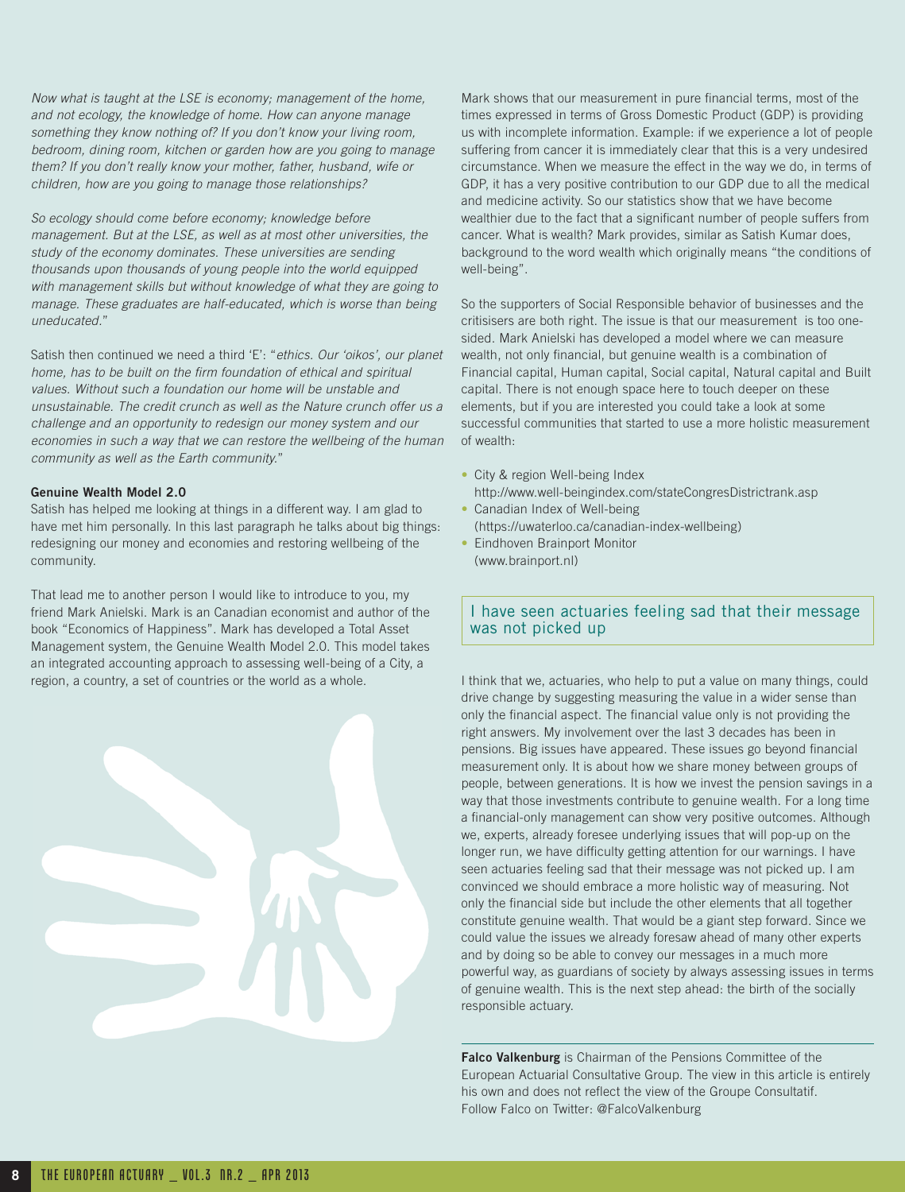*Now what is taught at the LSE is economy; management of the home, and not ecology, the knowledge of home. How can anyone manage something they know nothing of? If you don't know your living room, bedroom, dining room, kitchen or garden how are you going to manage them? If you don't really know your mother, father, husband, wife or children, how are you going to manage those relationships?*

*So ecology should come before economy; knowledge before management. But at the LSE, as well as at most other universities, the study of the economy dominates. These universities are sending thousands upon thousands of young people into the world equipped with management skills but without knowledge of what they are going to manage. These graduates are half-educated, which is worse than being uneducated.*"

Satish then continued we need a third 'E': "*ethics. Our 'oikos', our planet home, has to be built on the firm foundation of ethical and spiritual values. Without such a foundation our home will be unstable and unsustainable. The credit crunch as well as the Nature crunch offer us a challenge and an opportunity to redesign our money system and our economies in such a way that we can restore the wellbeing of the human community as well as the Earth community.*"

**Genuine Wealth Model 2.0**

Satish has helped me looking at things in a different way. I am glad to have met him personally. In this last paragraph he talks about big things: redesigning our money and economies and restoring wellbeing of the community.

That lead me to another person I would like to introduce to you, my friend Mark Anielski. Mark is an Canadian economist and author of the book "Economics of Happiness". Mark has developed a Total Asset Management system, the Genuine Wealth Model 2.0. This model takes an integrated accounting approach to assessing well-being of a City, a region, a country, a set of countries or the world as a whole.

Mark shows that our measurement in pure financial terms, most of the times expressed in terms of Gross Domestic Product (GDP) is providing us with incomplete information. Example: if we experience a lot of people suffering from cancer it is immediately clear that this is a very undesired circumstance. When we measure the effect in the way we do, in terms of GDP, it has a very positive contribution to our GDP due to all the medical and medicine activity. So our statistics show that we have become wealthier due to the fact that a significant number of people suffers from cancer. What is wealth? Mark provides, similar as Satish Kumar does, background to the word wealth which originally means "the conditions of well-being".

So the supporters of Social Responsible behavior of businesses and the critisisers are both right. The issue is that our measurement is too one-sided. Mark Anielski has developed a model where we can measure wealth, not only financial, but genuine wealth is a combination of Financial capital, Human capital, Social capital, Natural capital and Built capital. There is not enough space here to touch deeper on these elements, but if you are interested you could take a look at some successful communities that started to use a more holistic measurement of wealth:

- City & region Well-being Index http://www.well-beingindex.com/stateCongresDistrictrank.asp
- Canadian Index of Well-being (https://uwaterloo.ca/canadian-index-wellbeing)
- Eindhoven Brainport Monitor (www.brainport.nl)

> I have seen actuaries feeling sad that their message was not picked up

I think that we, actuaries, who help to put a value on many things, could drive change by suggesting measuring the value in a wider sense than only the financial aspect. The financial value only is not providing the right answers. My involvement over the last 3 decades has been in pensions. Big issues have appeared. These issues go beyond financial measurement only. It is about how we share money between groups of people, between generations. It is how we invest the pension savings in a way that those investments contribute to genuine wealth. For a long time a financial-only management can show very positive outcomes. Although we, experts, already foresee underlying issues that will pop-up on the longer run, we have difficulty getting attention for our warnings. I have seen actuaries feeling sad that their message was not picked up. I am convinced we should embrace a more holistic way of measuring. Not only the financial side but include the other elements that all together constitute genuine wealth. That would be a giant step forward. Since we could value the issues we already foresaw ahead of many other experts and by doing so be able to convey our messages in a much more powerful way, as guardians of society by always assessing issues in terms of genuine wealth. This is the next step ahead: the birth of the socially responsible actuary.

**Falco Valkenburg** is Chairman of the Pensions Committee of the European Actuarial Consultative Group. The view in this article is entirely his own and does not reflect the view of the Groupe Consultatif. Follow Falco on Twitter: @FalcoValkenburg